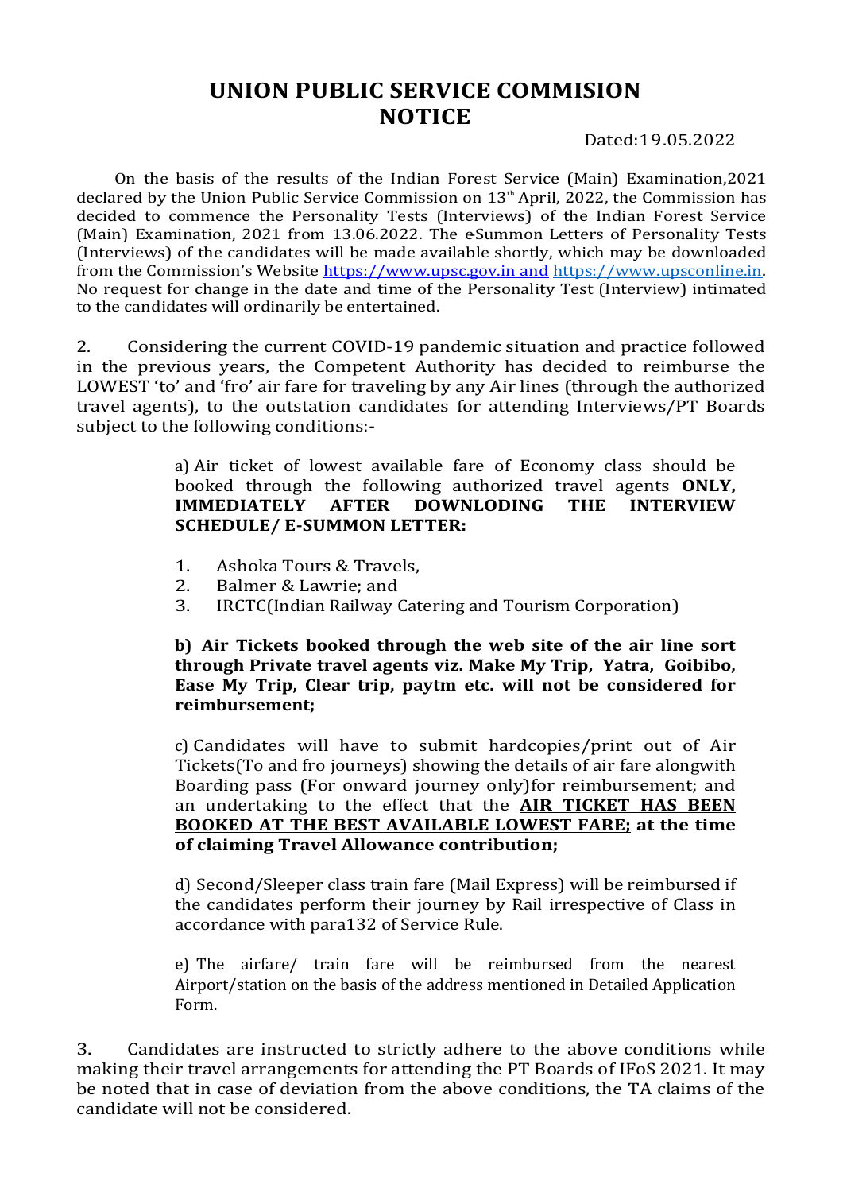# UNION PUBLIC SERVICE COMMISION
# NOTICE

Dated:19.05.2022

On the basis of the results of the Indian Forest Service (Main) Examination,2021 declared by the Union Public Service Commission on 13th April, 2022, the Commission has decided to commence the Personality Tests (Interviews) of the Indian Forest Service (Main) Examination, 2021 from 13.06.2022. The eSummon Letters of Personality Tests (Interviews) of the candidates will be made available shortly, which may be downloaded from the Commission's Website https://www.upsc.gov.in and https://www.upsconline.in. No request for change in the date and time of the Personality Test (Interview) intimated to the candidates will ordinarily be entertained.

2. Considering the current COVID-19 pandemic situation and practice followed in the previous years, the Competent Authority has decided to reimburse the LOWEST 'to' and 'fro' air fare for traveling by any Air lines (through the authorized travel agents), to the outstation candidates for attending Interviews/PT Boards subject to the following conditions:-

a) Air ticket of lowest available fare of Economy class should be booked through the following authorized travel agents **ONLY, IMMEDIATELY AFTER DOWNLODING THE INTERVIEW SCHEDULE/ E-SUMMON LETTER:**

1. Ashoka Tours & Travels,
2. Balmer & Lawrie; and
3. IRCTC(Indian Railway Catering and Tourism Corporation)

**b) Air Tickets booked through the web site of the air line sort through Private travel agents viz. Make My Trip, Yatra, Goibibo, Ease My Trip, Clear trip, paytm etc. will not be considered for reimbursement;**

c) Candidates will have to submit hardcopies/print out of Air Tickets(To and fro journeys) showing the details of air fare alongwith Boarding pass (For onward journey only)for reimbursement; and an undertaking to the effect that the **AIR TICKET HAS BEEN BOOKED AT THE BEST AVAILABLE LOWEST FARE; at the time of claiming Travel Allowance contribution;**

d) Second/Sleeper class train fare (Mail Express) will be reimbursed if the candidates perform their journey by Rail irrespective of Class in accordance with para132 of Service Rule.

e) The airfare/ train fare will be reimbursed from the nearest Airport/station on the basis of the address mentioned in Detailed Application Form.

3. Candidates are instructed to strictly adhere to the above conditions while making their travel arrangements for attending the PT Boards of IFoS 2021. It may be noted that in case of deviation from the above conditions, the TA claims of the candidate will not be considered.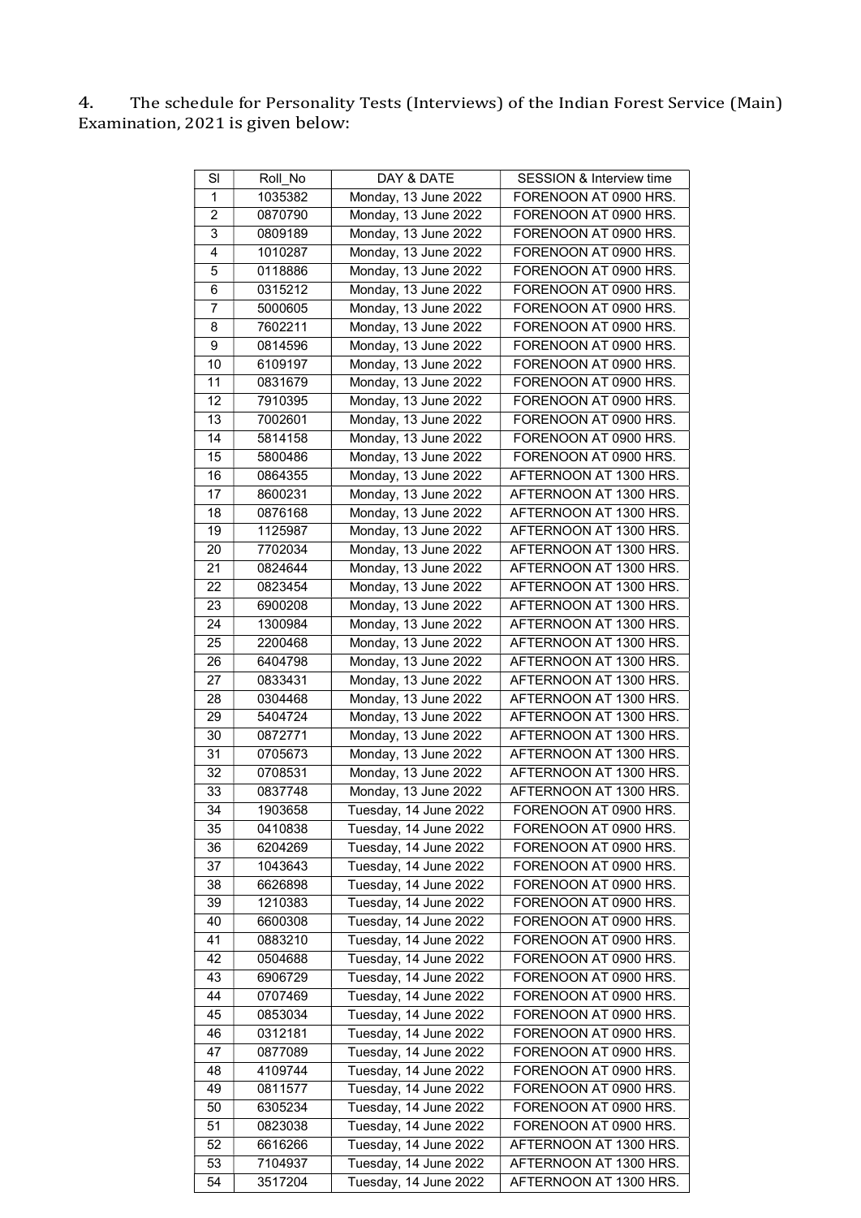4. The schedule for Personality Tests (Interviews) of the Indian Forest Service (Main) Examination, 2021 is given below:

| Sl | Roll_No | DAY & DATE | SESSION & Interview time |
|---|---|---|---|
| 1 | 1035382 | Monday, 13 June 2022 | FORENOON AT 0900 HRS. |
| 2 | 0870790 | Monday, 13 June 2022 | FORENOON AT 0900 HRS. |
| 3 | 0809189 | Monday, 13 June 2022 | FORENOON AT 0900 HRS. |
| 4 | 1010287 | Monday, 13 June 2022 | FORENOON AT 0900 HRS. |
| 5 | 0118886 | Monday, 13 June 2022 | FORENOON AT 0900 HRS. |
| 6 | 0315212 | Monday, 13 June 2022 | FORENOON AT 0900 HRS. |
| 7 | 5000605 | Monday, 13 June 2022 | FORENOON AT 0900 HRS. |
| 8 | 7602211 | Monday, 13 June 2022 | FORENOON AT 0900 HRS. |
| 9 | 0814596 | Monday, 13 June 2022 | FORENOON AT 0900 HRS. |
| 10 | 6109197 | Monday, 13 June 2022 | FORENOON AT 0900 HRS. |
| 11 | 0831679 | Monday, 13 June 2022 | FORENOON AT 0900 HRS. |
| 12 | 7910395 | Monday, 13 June 2022 | FORENOON AT 0900 HRS. |
| 13 | 7002601 | Monday, 13 June 2022 | FORENOON AT 0900 HRS. |
| 14 | 5814158 | Monday, 13 June 2022 | FORENOON AT 0900 HRS. |
| 15 | 5800486 | Monday, 13 June 2022 | FORENOON AT 0900 HRS. |
| 16 | 0864355 | Monday, 13 June 2022 | AFTERNOON AT 1300 HRS. |
| 17 | 8600231 | Monday, 13 June 2022 | AFTERNOON AT 1300 HRS. |
| 18 | 0876168 | Monday, 13 June 2022 | AFTERNOON AT 1300 HRS. |
| 19 | 1125987 | Monday, 13 June 2022 | AFTERNOON AT 1300 HRS. |
| 20 | 7702034 | Monday, 13 June 2022 | AFTERNOON AT 1300 HRS. |
| 21 | 0824644 | Monday, 13 June 2022 | AFTERNOON AT 1300 HRS. |
| 22 | 0823454 | Monday, 13 June 2022 | AFTERNOON AT 1300 HRS. |
| 23 | 6900208 | Monday, 13 June 2022 | AFTERNOON AT 1300 HRS. |
| 24 | 1300984 | Monday, 13 June 2022 | AFTERNOON AT 1300 HRS. |
| 25 | 2200468 | Monday, 13 June 2022 | AFTERNOON AT 1300 HRS. |
| 26 | 6404798 | Monday, 13 June 2022 | AFTERNOON AT 1300 HRS. |
| 27 | 0833431 | Monday, 13 June 2022 | AFTERNOON AT 1300 HRS. |
| 28 | 0304468 | Monday, 13 June 2022 | AFTERNOON AT 1300 HRS. |
| 29 | 5404724 | Monday, 13 June 2022 | AFTERNOON AT 1300 HRS. |
| 30 | 0872771 | Monday, 13 June 2022 | AFTERNOON AT 1300 HRS. |
| 31 | 0705673 | Monday, 13 June 2022 | AFTERNOON AT 1300 HRS. |
| 32 | 0708531 | Monday, 13 June 2022 | AFTERNOON AT 1300 HRS. |
| 33 | 0837748 | Monday, 13 June 2022 | AFTERNOON AT 1300 HRS. |
| 34 | 1903658 | Tuesday, 14 June 2022 | FORENOON AT 0900 HRS. |
| 35 | 0410838 | Tuesday, 14 June 2022 | FORENOON AT 0900 HRS. |
| 36 | 6204269 | Tuesday, 14 June 2022 | FORENOON AT 0900 HRS. |
| 37 | 1043643 | Tuesday, 14 June 2022 | FORENOON AT 0900 HRS. |
| 38 | 6626898 | Tuesday, 14 June 2022 | FORENOON AT 0900 HRS. |
| 39 | 1210383 | Tuesday, 14 June 2022 | FORENOON AT 0900 HRS. |
| 40 | 6600308 | Tuesday, 14 June 2022 | FORENOON AT 0900 HRS. |
| 41 | 0883210 | Tuesday, 14 June 2022 | FORENOON AT 0900 HRS. |
| 42 | 0504688 | Tuesday, 14 June 2022 | FORENOON AT 0900 HRS. |
| 43 | 6906729 | Tuesday, 14 June 2022 | FORENOON AT 0900 HRS. |
| 44 | 0707469 | Tuesday, 14 June 2022 | FORENOON AT 0900 HRS. |
| 45 | 0853034 | Tuesday, 14 June 2022 | FORENOON AT 0900 HRS. |
| 46 | 0312181 | Tuesday, 14 June 2022 | FORENOON AT 0900 HRS. |
| 47 | 0877089 | Tuesday, 14 June 2022 | FORENOON AT 0900 HRS. |
| 48 | 4109744 | Tuesday, 14 June 2022 | FORENOON AT 0900 HRS. |
| 49 | 0811577 | Tuesday, 14 June 2022 | FORENOON AT 0900 HRS. |
| 50 | 6305234 | Tuesday, 14 June 2022 | FORENOON AT 0900 HRS. |
| 51 | 0823038 | Tuesday, 14 June 2022 | FORENOON AT 0900 HRS. |
| 52 | 6616266 | Tuesday, 14 June 2022 | AFTERNOON AT 1300 HRS. |
| 53 | 7104937 | Tuesday, 14 June 2022 | AFTERNOON AT 1300 HRS. |
| 54 | 3517204 | Tuesday, 14 June 2022 | AFTERNOON AT 1300 HRS. |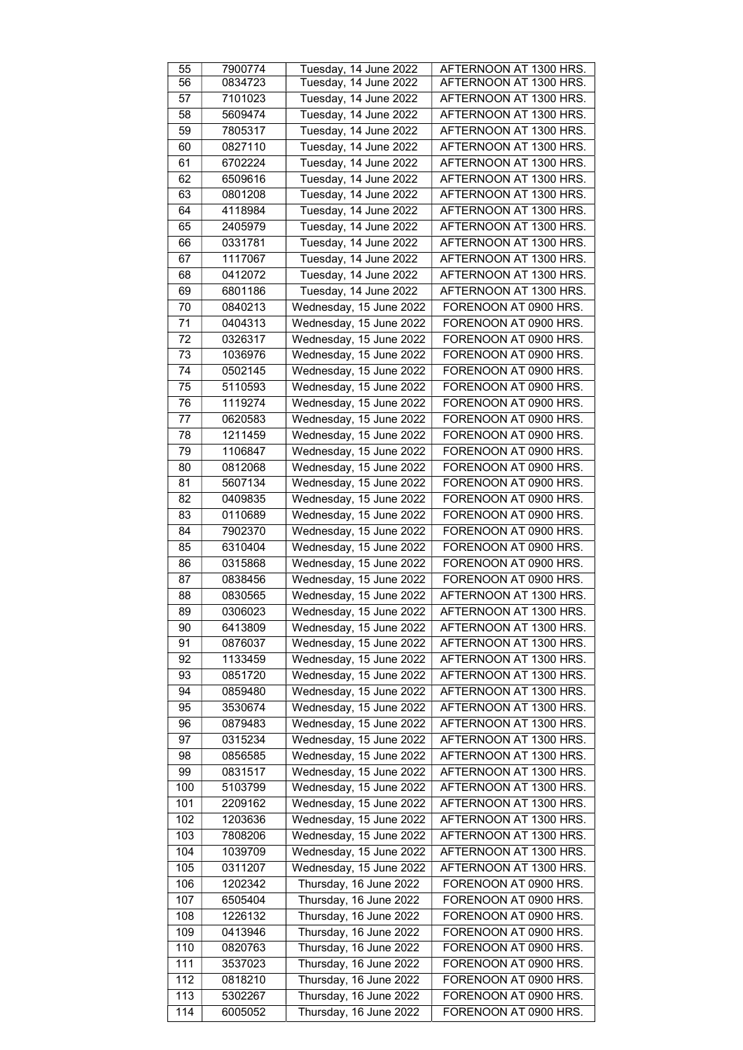| 55 | 7900774 | Tuesday, 14 June 2022 | AFTERNOON AT 1300 HRS. |
|---|---|---|---|
| 56 | 0834723 | Tuesday, 14 June 2022 | AFTERNOON AT 1300 HRS. |
| 57 | 7101023 | Tuesday, 14 June 2022 | AFTERNOON AT 1300 HRS. |
| 58 | 5609474 | Tuesday, 14 June 2022 | AFTERNOON AT 1300 HRS. |
| 59 | 7805317 | Tuesday, 14 June 2022 | AFTERNOON AT 1300 HRS. |
| 60 | 0827110 | Tuesday, 14 June 2022 | AFTERNOON AT 1300 HRS. |
| 61 | 6702224 | Tuesday, 14 June 2022 | AFTERNOON AT 1300 HRS. |
| 62 | 6509616 | Tuesday, 14 June 2022 | AFTERNOON AT 1300 HRS. |
| 63 | 0801208 | Tuesday, 14 June 2022 | AFTERNOON AT 1300 HRS. |
| 64 | 4118984 | Tuesday, 14 June 2022 | AFTERNOON AT 1300 HRS. |
| 65 | 2405979 | Tuesday, 14 June 2022 | AFTERNOON AT 1300 HRS. |
| 66 | 0331781 | Tuesday, 14 June 2022 | AFTERNOON AT 1300 HRS. |
| 67 | 1117067 | Tuesday, 14 June 2022 | AFTERNOON AT 1300 HRS. |
| 68 | 0412072 | Tuesday, 14 June 2022 | AFTERNOON AT 1300 HRS. |
| 69 | 6801186 | Tuesday, 14 June 2022 | AFTERNOON AT 1300 HRS. |
| 70 | 0840213 | Wednesday, 15 June 2022 | FORENOON AT 0900 HRS. |
| 71 | 0404313 | Wednesday, 15 June 2022 | FORENOON AT 0900 HRS. |
| 72 | 0326317 | Wednesday, 15 June 2022 | FORENOON AT 0900 HRS. |
| 73 | 1036976 | Wednesday, 15 June 2022 | FORENOON AT 0900 HRS. |
| 74 | 0502145 | Wednesday, 15 June 2022 | FORENOON AT 0900 HRS. |
| 75 | 5110593 | Wednesday, 15 June 2022 | FORENOON AT 0900 HRS. |
| 76 | 1119274 | Wednesday, 15 June 2022 | FORENOON AT 0900 HRS. |
| 77 | 0620583 | Wednesday, 15 June 2022 | FORENOON AT 0900 HRS. |
| 78 | 1211459 | Wednesday, 15 June 2022 | FORENOON AT 0900 HRS. |
| 79 | 1106847 | Wednesday, 15 June 2022 | FORENOON AT 0900 HRS. |
| 80 | 0812068 | Wednesday, 15 June 2022 | FORENOON AT 0900 HRS. |
| 81 | 5607134 | Wednesday, 15 June 2022 | FORENOON AT 0900 HRS. |
| 82 | 0409835 | Wednesday, 15 June 2022 | FORENOON AT 0900 HRS. |
| 83 | 0110689 | Wednesday, 15 June 2022 | FORENOON AT 0900 HRS. |
| 84 | 7902370 | Wednesday, 15 June 2022 | FORENOON AT 0900 HRS. |
| 85 | 6310404 | Wednesday, 15 June 2022 | FORENOON AT 0900 HRS. |
| 86 | 0315868 | Wednesday, 15 June 2022 | FORENOON AT 0900 HRS. |
| 87 | 0838456 | Wednesday, 15 June 2022 | FORENOON AT 0900 HRS. |
| 88 | 0830565 | Wednesday, 15 June 2022 | AFTERNOON AT 1300 HRS. |
| 89 | 0306023 | Wednesday, 15 June 2022 | AFTERNOON AT 1300 HRS. |
| 90 | 6413809 | Wednesday, 15 June 2022 | AFTERNOON AT 1300 HRS. |
| 91 | 0876037 | Wednesday, 15 June 2022 | AFTERNOON AT 1300 HRS. |
| 92 | 1133459 | Wednesday, 15 June 2022 | AFTERNOON AT 1300 HRS. |
| 93 | 0851720 | Wednesday, 15 June 2022 | AFTERNOON AT 1300 HRS. |
| 94 | 0859480 | Wednesday, 15 June 2022 | AFTERNOON AT 1300 HRS. |
| 95 | 3530674 | Wednesday, 15 June 2022 | AFTERNOON AT 1300 HRS. |
| 96 | 0879483 | Wednesday, 15 June 2022 | AFTERNOON AT 1300 HRS. |
| 97 | 0315234 | Wednesday, 15 June 2022 | AFTERNOON AT 1300 HRS. |
| 98 | 0856585 | Wednesday, 15 June 2022 | AFTERNOON AT 1300 HRS. |
| 99 | 0831517 | Wednesday, 15 June 2022 | AFTERNOON AT 1300 HRS. |
| 100 | 5103799 | Wednesday, 15 June 2022 | AFTERNOON AT 1300 HRS. |
| 101 | 2209162 | Wednesday, 15 June 2022 | AFTERNOON AT 1300 HRS. |
| 102 | 1203636 | Wednesday, 15 June 2022 | AFTERNOON AT 1300 HRS. |
| 103 | 7808206 | Wednesday, 15 June 2022 | AFTERNOON AT 1300 HRS. |
| 104 | 1039709 | Wednesday, 15 June 2022 | AFTERNOON AT 1300 HRS. |
| 105 | 0311207 | Wednesday, 15 June 2022 | AFTERNOON AT 1300 HRS. |
| 106 | 1202342 | Thursday, 16 June 2022 | FORENOON AT 0900 HRS. |
| 107 | 6505404 | Thursday, 16 June 2022 | FORENOON AT 0900 HRS. |
| 108 | 1226132 | Thursday, 16 June 2022 | FORENOON AT 0900 HRS. |
| 109 | 0413946 | Thursday, 16 June 2022 | FORENOON AT 0900 HRS. |
| 110 | 0820763 | Thursday, 16 June 2022 | FORENOON AT 0900 HRS. |
| 111 | 3537023 | Thursday, 16 June 2022 | FORENOON AT 0900 HRS. |
| 112 | 0818210 | Thursday, 16 June 2022 | FORENOON AT 0900 HRS. |
| 113 | 5302267 | Thursday, 16 June 2022 | FORENOON AT 0900 HRS. |
| 114 | 6005052 | Thursday, 16 June 2022 | FORENOON AT 0900 HRS. |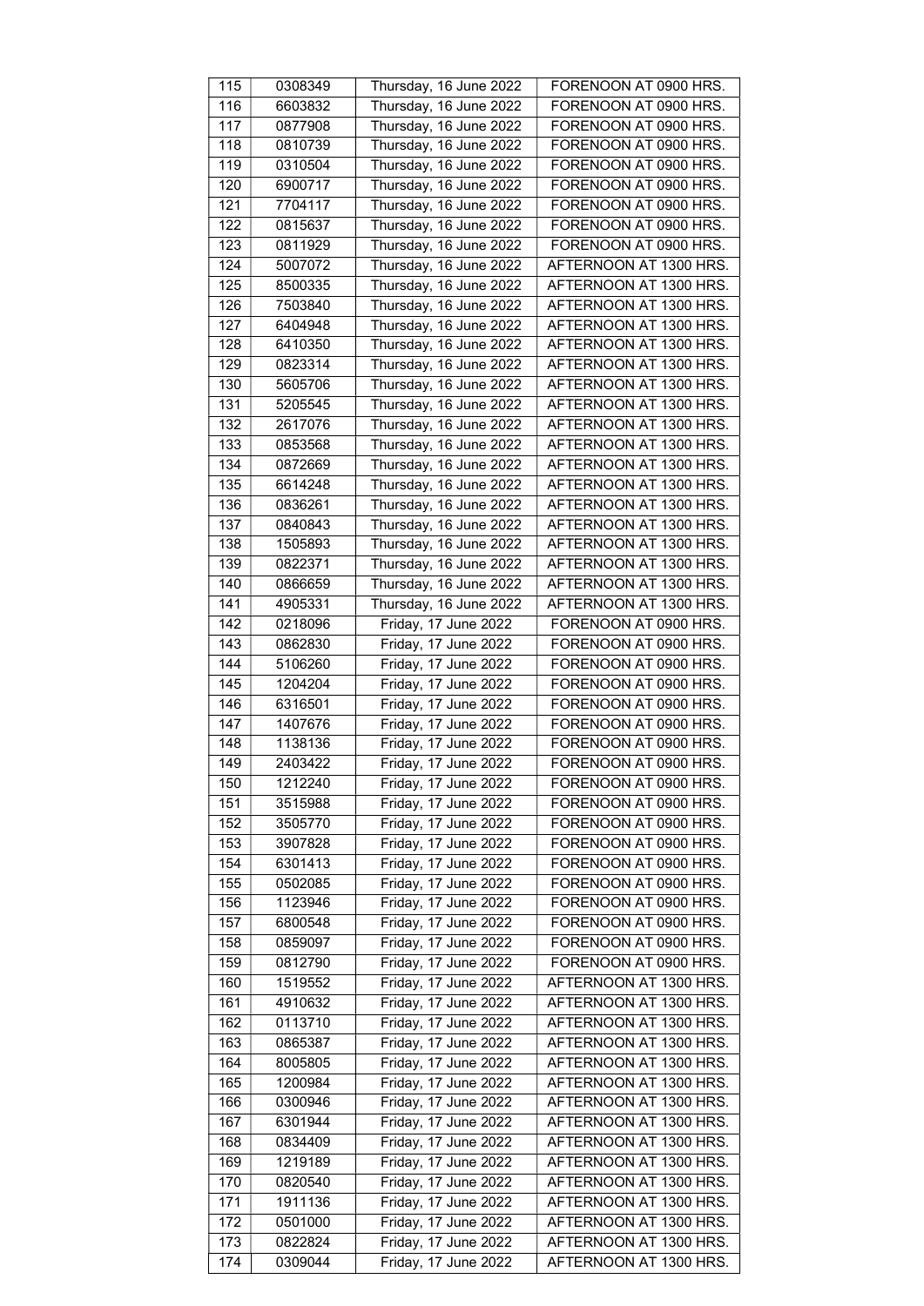| 115 | 0308349 | Thursday, 16 June 2022 | FORENOON AT 0900 HRS. |
|---|---|---|---|
| 116 | 6603832 | Thursday, 16 June 2022 | FORENOON AT 0900 HRS. |
| 117 | 0877908 | Thursday, 16 June 2022 | FORENOON AT 0900 HRS. |
| 118 | 0810739 | Thursday, 16 June 2022 | FORENOON AT 0900 HRS. |
| 119 | 0310504 | Thursday, 16 June 2022 | FORENOON AT 0900 HRS. |
| 120 | 6900717 | Thursday, 16 June 2022 | FORENOON AT 0900 HRS. |
| 121 | 7704117 | Thursday, 16 June 2022 | FORENOON AT 0900 HRS. |
| 122 | 0815637 | Thursday, 16 June 2022 | FORENOON AT 0900 HRS. |
| 123 | 0811929 | Thursday, 16 June 2022 | FORENOON AT 0900 HRS. |
| 124 | 5007072 | Thursday, 16 June 2022 | AFTERNOON AT 1300 HRS. |
| 125 | 8500335 | Thursday, 16 June 2022 | AFTERNOON AT 1300 HRS. |
| 126 | 7503840 | Thursday, 16 June 2022 | AFTERNOON AT 1300 HRS. |
| 127 | 6404948 | Thursday, 16 June 2022 | AFTERNOON AT 1300 HRS. |
| 128 | 6410350 | Thursday, 16 June 2022 | AFTERNOON AT 1300 HRS. |
| 129 | 0823314 | Thursday, 16 June 2022 | AFTERNOON AT 1300 HRS. |
| 130 | 5605706 | Thursday, 16 June 2022 | AFTERNOON AT 1300 HRS. |
| 131 | 5205545 | Thursday, 16 June 2022 | AFTERNOON AT 1300 HRS. |
| 132 | 2617076 | Thursday, 16 June 2022 | AFTERNOON AT 1300 HRS. |
| 133 | 0853568 | Thursday, 16 June 2022 | AFTERNOON AT 1300 HRS. |
| 134 | 0872669 | Thursday, 16 June 2022 | AFTERNOON AT 1300 HRS. |
| 135 | 6614248 | Thursday, 16 June 2022 | AFTERNOON AT 1300 HRS. |
| 136 | 0836261 | Thursday, 16 June 2022 | AFTERNOON AT 1300 HRS. |
| 137 | 0840843 | Thursday, 16 June 2022 | AFTERNOON AT 1300 HRS. |
| 138 | 1505893 | Thursday, 16 June 2022 | AFTERNOON AT 1300 HRS. |
| 139 | 0822371 | Thursday, 16 June 2022 | AFTERNOON AT 1300 HRS. |
| 140 | 0866659 | Thursday, 16 June 2022 | AFTERNOON AT 1300 HRS. |
| 141 | 4905331 | Thursday, 16 June 2022 | AFTERNOON AT 1300 HRS. |
| 142 | 0218096 | Friday, 17 June 2022 | FORENOON AT 0900 HRS. |
| 143 | 0862830 | Friday, 17 June 2022 | FORENOON AT 0900 HRS. |
| 144 | 5106260 | Friday, 17 June 2022 | FORENOON AT 0900 HRS. |
| 145 | 1204204 | Friday, 17 June 2022 | FORENOON AT 0900 HRS. |
| 146 | 6316501 | Friday, 17 June 2022 | FORENOON AT 0900 HRS. |
| 147 | 1407676 | Friday, 17 June 2022 | FORENOON AT 0900 HRS. |
| 148 | 1138136 | Friday, 17 June 2022 | FORENOON AT 0900 HRS. |
| 149 | 2403422 | Friday, 17 June 2022 | FORENOON AT 0900 HRS. |
| 150 | 1212240 | Friday, 17 June 2022 | FORENOON AT 0900 HRS. |
| 151 | 3515988 | Friday, 17 June 2022 | FORENOON AT 0900 HRS. |
| 152 | 3505770 | Friday, 17 June 2022 | FORENOON AT 0900 HRS. |
| 153 | 3907828 | Friday, 17 June 2022 | FORENOON AT 0900 HRS. |
| 154 | 6301413 | Friday, 17 June 2022 | FORENOON AT 0900 HRS. |
| 155 | 0502085 | Friday, 17 June 2022 | FORENOON AT 0900 HRS. |
| 156 | 1123946 | Friday, 17 June 2022 | FORENOON AT 0900 HRS. |
| 157 | 6800548 | Friday, 17 June 2022 | FORENOON AT 0900 HRS. |
| 158 | 0859097 | Friday, 17 June 2022 | FORENOON AT 0900 HRS. |
| 159 | 0812790 | Friday, 17 June 2022 | FORENOON AT 0900 HRS. |
| 160 | 1519552 | Friday, 17 June 2022 | AFTERNOON AT 1300 HRS. |
| 161 | 4910632 | Friday, 17 June 2022 | AFTERNOON AT 1300 HRS. |
| 162 | 0113710 | Friday, 17 June 2022 | AFTERNOON AT 1300 HRS. |
| 163 | 0865387 | Friday, 17 June 2022 | AFTERNOON AT 1300 HRS. |
| 164 | 8005805 | Friday, 17 June 2022 | AFTERNOON AT 1300 HRS. |
| 165 | 1200984 | Friday, 17 June 2022 | AFTERNOON AT 1300 HRS. |
| 166 | 0300946 | Friday, 17 June 2022 | AFTERNOON AT 1300 HRS. |
| 167 | 6301944 | Friday, 17 June 2022 | AFTERNOON AT 1300 HRS. |
| 168 | 0834409 | Friday, 17 June 2022 | AFTERNOON AT 1300 HRS. |
| 169 | 1219189 | Friday, 17 June 2022 | AFTERNOON AT 1300 HRS. |
| 170 | 0820540 | Friday, 17 June 2022 | AFTERNOON AT 1300 HRS. |
| 171 | 1911136 | Friday, 17 June 2022 | AFTERNOON AT 1300 HRS. |
| 172 | 0501000 | Friday, 17 June 2022 | AFTERNOON AT 1300 HRS. |
| 173 | 0822824 | Friday, 17 June 2022 | AFTERNOON AT 1300 HRS. |
| 174 | 0309044 | Friday, 17 June 2022 | AFTERNOON AT 1300 HRS. |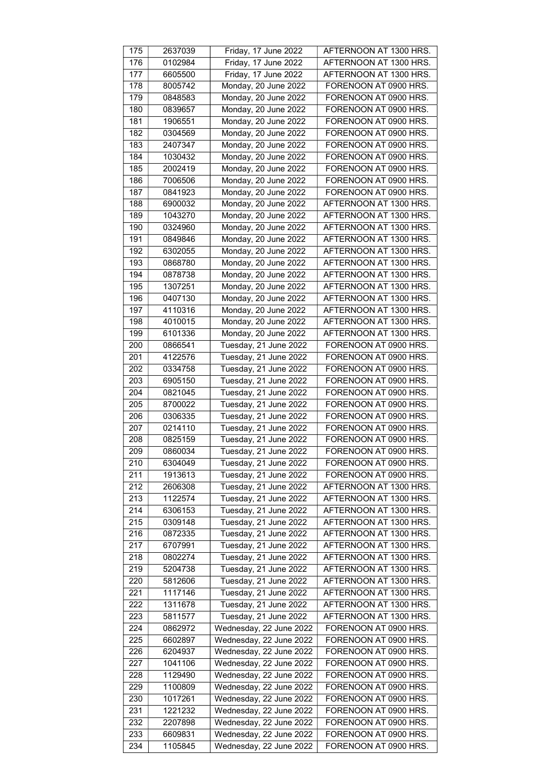| 175 | 2637039 | Friday, 17 June 2022 | AFTERNOON AT 1300 HRS. |
|---|---|---|---|
| 176 | 0102984 | Friday, 17 June 2022 | AFTERNOON AT 1300 HRS. |
| 177 | 6605500 | Friday, 17 June 2022 | AFTERNOON AT 1300 HRS. |
| 178 | 8005742 | Monday, 20 June 2022 | FORENOON AT 0900 HRS. |
| 179 | 0848583 | Monday, 20 June 2022 | FORENOON AT 0900 HRS. |
| 180 | 0839657 | Monday, 20 June 2022 | FORENOON AT 0900 HRS. |
| 181 | 1906551 | Monday, 20 June 2022 | FORENOON AT 0900 HRS. |
| 182 | 0304569 | Monday, 20 June 2022 | FORENOON AT 0900 HRS. |
| 183 | 2407347 | Monday, 20 June 2022 | FORENOON AT 0900 HRS. |
| 184 | 1030432 | Monday, 20 June 2022 | FORENOON AT 0900 HRS. |
| 185 | 2002419 | Monday, 20 June 2022 | FORENOON AT 0900 HRS. |
| 186 | 7006506 | Monday, 20 June 2022 | FORENOON AT 0900 HRS. |
| 187 | 0841923 | Monday, 20 June 2022 | FORENOON AT 0900 HRS. |
| 188 | 6900032 | Monday, 20 June 2022 | AFTERNOON AT 1300 HRS. |
| 189 | 1043270 | Monday, 20 June 2022 | AFTERNOON AT 1300 HRS. |
| 190 | 0324960 | Monday, 20 June 2022 | AFTERNOON AT 1300 HRS. |
| 191 | 0849846 | Monday, 20 June 2022 | AFTERNOON AT 1300 HRS. |
| 192 | 6302055 | Monday, 20 June 2022 | AFTERNOON AT 1300 HRS. |
| 193 | 0868780 | Monday, 20 June 2022 | AFTERNOON AT 1300 HRS. |
| 194 | 0878738 | Monday, 20 June 2022 | AFTERNOON AT 1300 HRS. |
| 195 | 1307251 | Monday, 20 June 2022 | AFTERNOON AT 1300 HRS. |
| 196 | 0407130 | Monday, 20 June 2022 | AFTERNOON AT 1300 HRS. |
| 197 | 4110316 | Monday, 20 June 2022 | AFTERNOON AT 1300 HRS. |
| 198 | 4010015 | Monday, 20 June 2022 | AFTERNOON AT 1300 HRS. |
| 199 | 6101336 | Monday, 20 June 2022 | AFTERNOON AT 1300 HRS. |
| 200 | 0866541 | Tuesday, 21 June 2022 | FORENOON AT 0900 HRS. |
| 201 | 4122576 | Tuesday, 21 June 2022 | FORENOON AT 0900 HRS. |
| 202 | 0334758 | Tuesday, 21 June 2022 | FORENOON AT 0900 HRS. |
| 203 | 6905150 | Tuesday, 21 June 2022 | FORENOON AT 0900 HRS. |
| 204 | 0821045 | Tuesday, 21 June 2022 | FORENOON AT 0900 HRS. |
| 205 | 8700022 | Tuesday, 21 June 2022 | FORENOON AT 0900 HRS. |
| 206 | 0306335 | Tuesday, 21 June 2022 | FORENOON AT 0900 HRS. |
| 207 | 0214110 | Tuesday, 21 June 2022 | FORENOON AT 0900 HRS. |
| 208 | 0825159 | Tuesday, 21 June 2022 | FORENOON AT 0900 HRS. |
| 209 | 0860034 | Tuesday, 21 June 2022 | FORENOON AT 0900 HRS. |
| 210 | 6304049 | Tuesday, 21 June 2022 | FORENOON AT 0900 HRS. |
| 211 | 1913613 | Tuesday, 21 June 2022 | FORENOON AT 0900 HRS. |
| 212 | 2606308 | Tuesday, 21 June 2022 | AFTERNOON AT 1300 HRS. |
| 213 | 1122574 | Tuesday, 21 June 2022 | AFTERNOON AT 1300 HRS. |
| 214 | 6306153 | Tuesday, 21 June 2022 | AFTERNOON AT 1300 HRS. |
| 215 | 0309148 | Tuesday, 21 June 2022 | AFTERNOON AT 1300 HRS. |
| 216 | 0872335 | Tuesday, 21 June 2022 | AFTERNOON AT 1300 HRS. |
| 217 | 6707991 | Tuesday, 21 June 2022 | AFTERNOON AT 1300 HRS. |
| 218 | 0802274 | Tuesday, 21 June 2022 | AFTERNOON AT 1300 HRS. |
| 219 | 5204738 | Tuesday, 21 June 2022 | AFTERNOON AT 1300 HRS. |
| 220 | 5812606 | Tuesday, 21 June 2022 | AFTERNOON AT 1300 HRS. |
| 221 | 1117146 | Tuesday, 21 June 2022 | AFTERNOON AT 1300 HRS. |
| 222 | 1311678 | Tuesday, 21 June 2022 | AFTERNOON AT 1300 HRS. |
| 223 | 5811577 | Tuesday, 21 June 2022 | AFTERNOON AT 1300 HRS. |
| 224 | 0862972 | Wednesday, 22 June 2022 | FORENOON AT 0900 HRS. |
| 225 | 6602897 | Wednesday, 22 June 2022 | FORENOON AT 0900 HRS. |
| 226 | 6204937 | Wednesday, 22 June 2022 | FORENOON AT 0900 HRS. |
| 227 | 1041106 | Wednesday, 22 June 2022 | FORENOON AT 0900 HRS. |
| 228 | 1129490 | Wednesday, 22 June 2022 | FORENOON AT 0900 HRS. |
| 229 | 1100809 | Wednesday, 22 June 2022 | FORENOON AT 0900 HRS. |
| 230 | 1017261 | Wednesday, 22 June 2022 | FORENOON AT 0900 HRS. |
| 231 | 1221232 | Wednesday, 22 June 2022 | FORENOON AT 0900 HRS. |
| 232 | 2207898 | Wednesday, 22 June 2022 | FORENOON AT 0900 HRS. |
| 233 | 6609831 | Wednesday, 22 June 2022 | FORENOON AT 0900 HRS. |
| 234 | 1105845 | Wednesday, 22 June 2022 | FORENOON AT 0900 HRS. |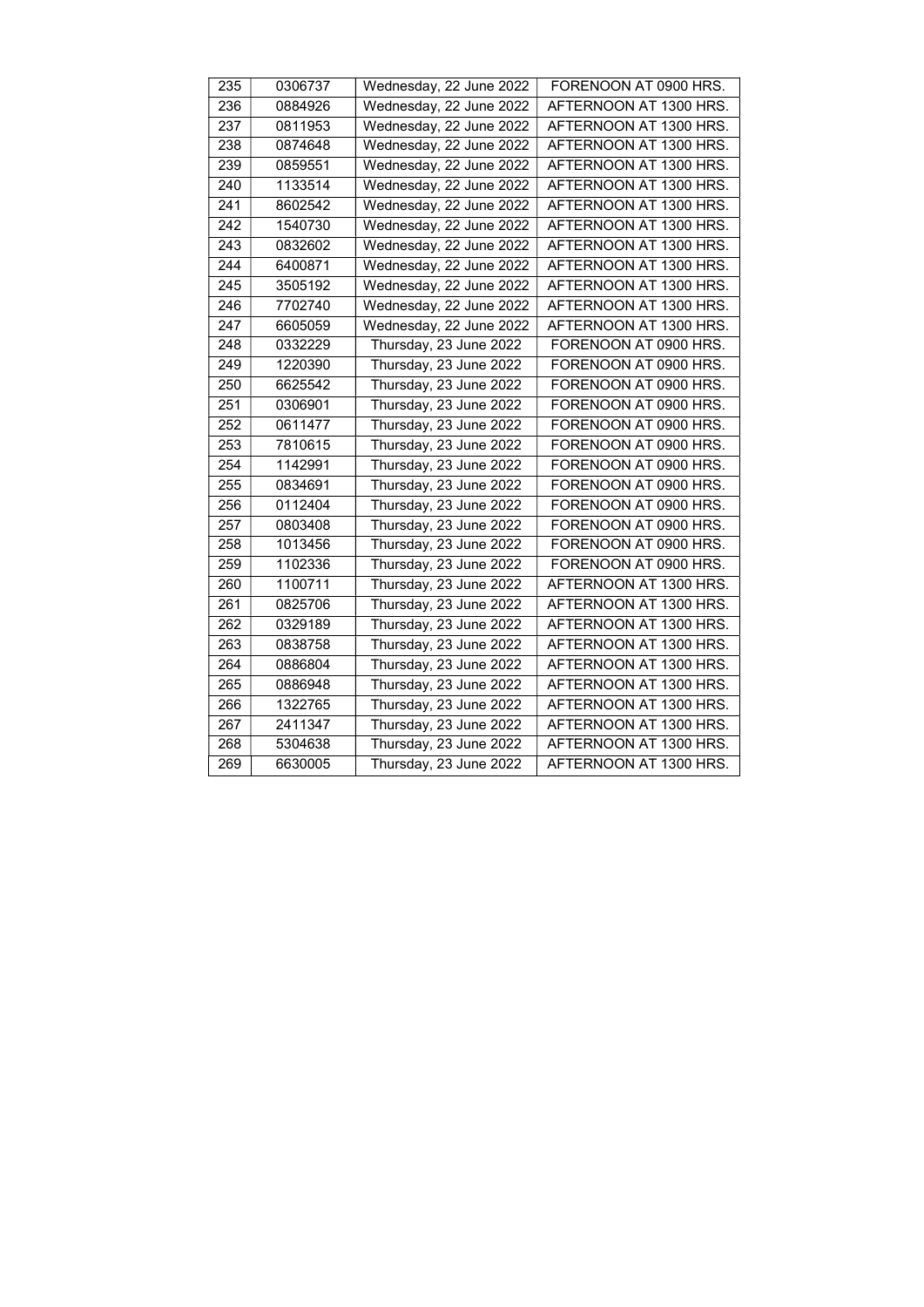| | | | |
|---|---|---|---|
| 235 | 0306737 | Wednesday, 22 June 2022 | FORENOON AT 0900 HRS. |
| 236 | 0884926 | Wednesday, 22 June 2022 | AFTERNOON AT 1300 HRS. |
| 237 | 0811953 | Wednesday, 22 June 2022 | AFTERNOON AT 1300 HRS. |
| 238 | 0874648 | Wednesday, 22 June 2022 | AFTERNOON AT 1300 HRS. |
| 239 | 0859551 | Wednesday, 22 June 2022 | AFTERNOON AT 1300 HRS. |
| 240 | 1133514 | Wednesday, 22 June 2022 | AFTERNOON AT 1300 HRS. |
| 241 | 8602542 | Wednesday, 22 June 2022 | AFTERNOON AT 1300 HRS. |
| 242 | 1540730 | Wednesday, 22 June 2022 | AFTERNOON AT 1300 HRS. |
| 243 | 0832602 | Wednesday, 22 June 2022 | AFTERNOON AT 1300 HRS. |
| 244 | 6400871 | Wednesday, 22 June 2022 | AFTERNOON AT 1300 HRS. |
| 245 | 3505192 | Wednesday, 22 June 2022 | AFTERNOON AT 1300 HRS. |
| 246 | 7702740 | Wednesday, 22 June 2022 | AFTERNOON AT 1300 HRS. |
| 247 | 6605059 | Wednesday, 22 June 2022 | AFTERNOON AT 1300 HRS. |
| 248 | 0332229 | Thursday, 23 June 2022 | FORENOON AT 0900 HRS. |
| 249 | 1220390 | Thursday, 23 June 2022 | FORENOON AT 0900 HRS. |
| 250 | 6625542 | Thursday, 23 June 2022 | FORENOON AT 0900 HRS. |
| 251 | 0306901 | Thursday, 23 June 2022 | FORENOON AT 0900 HRS. |
| 252 | 0611477 | Thursday, 23 June 2022 | FORENOON AT 0900 HRS. |
| 253 | 7810615 | Thursday, 23 June 2022 | FORENOON AT 0900 HRS. |
| 254 | 1142991 | Thursday, 23 June 2022 | FORENOON AT 0900 HRS. |
| 255 | 0834691 | Thursday, 23 June 2022 | FORENOON AT 0900 HRS. |
| 256 | 0112404 | Thursday, 23 June 2022 | FORENOON AT 0900 HRS. |
| 257 | 0803408 | Thursday, 23 June 2022 | FORENOON AT 0900 HRS. |
| 258 | 1013456 | Thursday, 23 June 2022 | FORENOON AT 0900 HRS. |
| 259 | 1102336 | Thursday, 23 June 2022 | FORENOON AT 0900 HRS. |
| 260 | 1100711 | Thursday, 23 June 2022 | AFTERNOON AT 1300 HRS. |
| 261 | 0825706 | Thursday, 23 June 2022 | AFTERNOON AT 1300 HRS. |
| 262 | 0329189 | Thursday, 23 June 2022 | AFTERNOON AT 1300 HRS. |
| 263 | 0838758 | Thursday, 23 June 2022 | AFTERNOON AT 1300 HRS. |
| 264 | 0886804 | Thursday, 23 June 2022 | AFTERNOON AT 1300 HRS. |
| 265 | 0886948 | Thursday, 23 June 2022 | AFTERNOON AT 1300 HRS. |
| 266 | 1322765 | Thursday, 23 June 2022 | AFTERNOON AT 1300 HRS. |
| 267 | 2411347 | Thursday, 23 June 2022 | AFTERNOON AT 1300 HRS. |
| 268 | 5304638 | Thursday, 23 June 2022 | AFTERNOON AT 1300 HRS. |
| 269 | 6630005 | Thursday, 23 June 2022 | AFTERNOON AT 1300 HRS. |